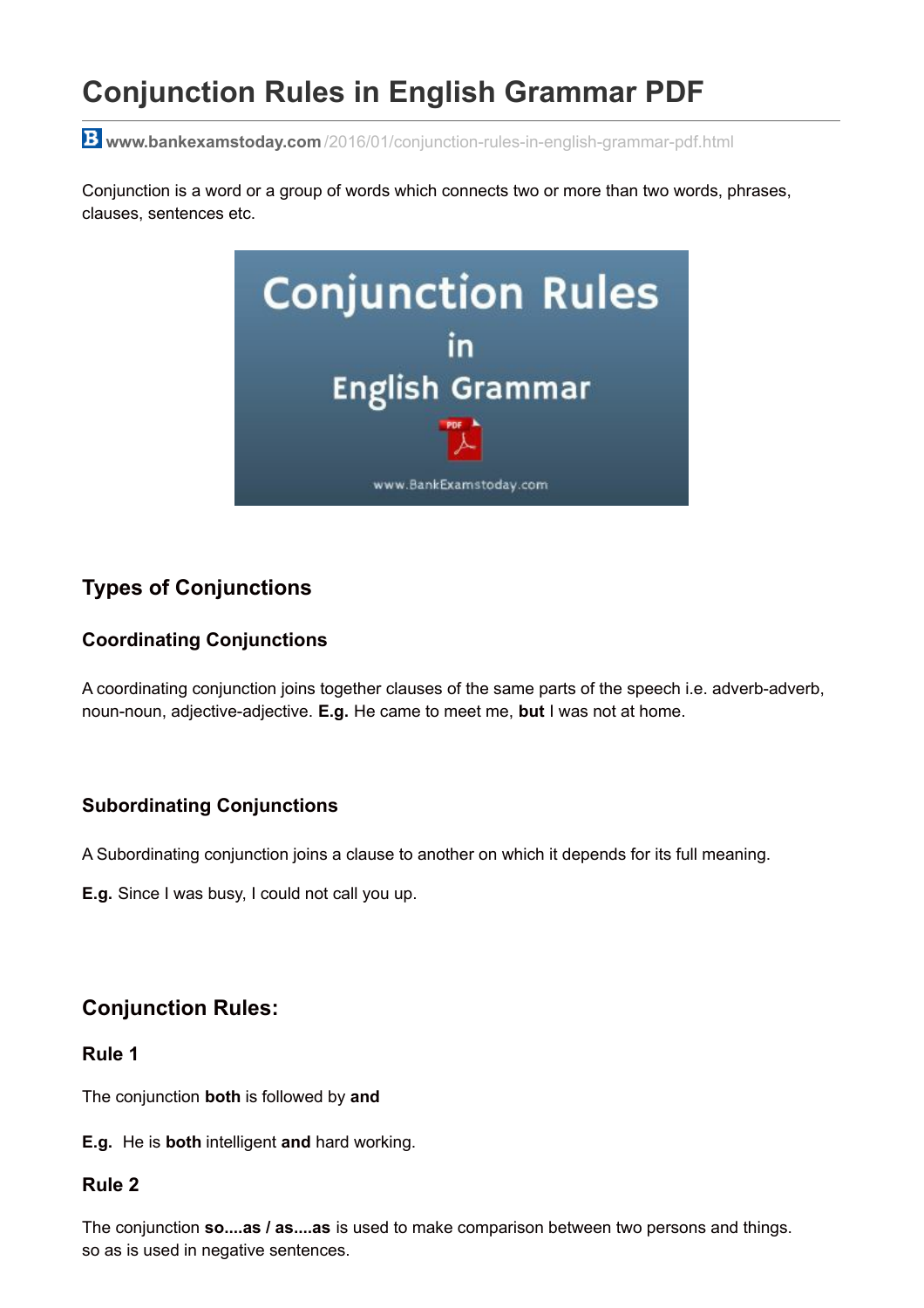# Conjunction Rules in English Grammar PDF

**www.bankexamstoday.com**/2016/01/conjunction-rules-in-english-grammar-pdf.html

Conjunction is a word or a group of words which connects two or more than two words, phrases, clauses, sentences etc.

## Types of Conjunctions

### Coordinating Conjunctions

A coordinating conjunction joins together clauses of the same parts of the speech i.e. adverb-adverb, noun-noun, adjective-adjective. **E.g.** He came to meet me, **but** I was not at home.

### Subordinating Conjunctions

A Subordinating conjunction joins a clause to another on which it depends for its full meaning.

**E.g.** Since I was busy, I could not call you up.

## Conjunction Rules:

### Rule 1

The conjunction **both** is followed by **and**

**E.g.** He is **both** intelligent **and** hard working.

### Rule 2

The conjunction **so....as / as....as** is used to make comparison between two persons and things. so as is used in negative sentences.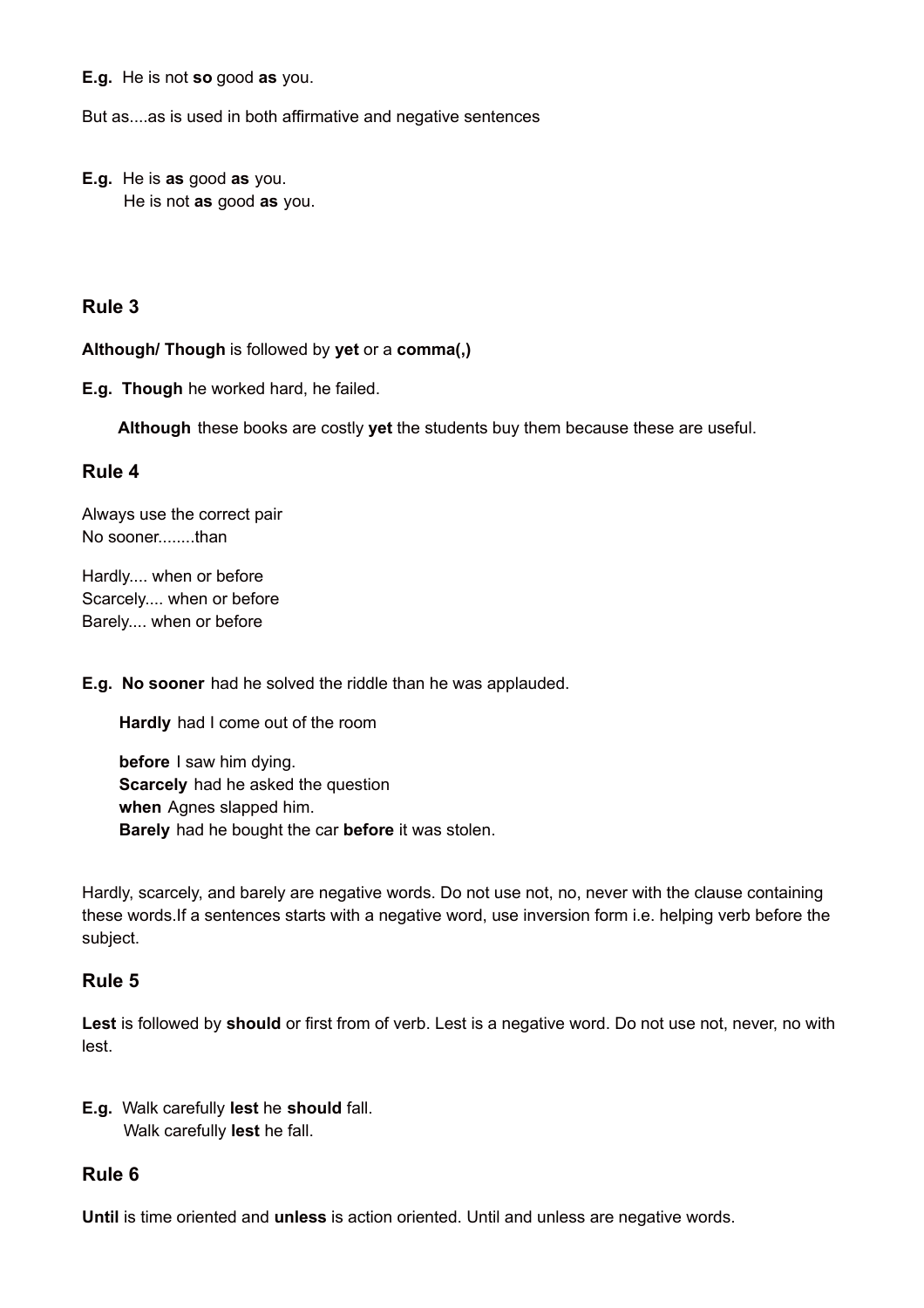**E.g.** He is not **so** good **as** you.

But as....as is used in both affirmative and negative sentences

**E.g.** He is **as** good **as** you.
He is not **as** good **as** you.

## Rule 3

**Although/ Though** is followed by **yet** or a **comma(,)**

**E.g.** **Though** he worked hard, he failed.

**Although** these books are costly **yet** the students buy them because these are useful.

## Rule 4

Always use the correct pair
No sooner........than

Hardly.... when or before
Scarcely.... when or before
Barely.... when or before

**E.g.** **No sooner** had he solved the riddle than he was applauded.

**Hardly** had I come out of the room

**before** I saw him dying.
**Scarcely** had he asked the question
**when** Agnes slapped him.
**Barely** had he bought the car **before** it was stolen.

Hardly, scarcely, and barely are negative words. Do not use not, no, never with the clause containing these words.If a sentences starts with a negative word, use inversion form i.e. helping verb before the subject.

## Rule 5

**Lest** is followed by **should** or first from of verb. Lest is a negative word. Do not use not, never, no with lest.

**E.g.** Walk carefully **lest** he **should** fall.
Walk carefully **lest** he fall.

## Rule 6

**Until** is time oriented and **unless** is action oriented. Until and unless are negative words.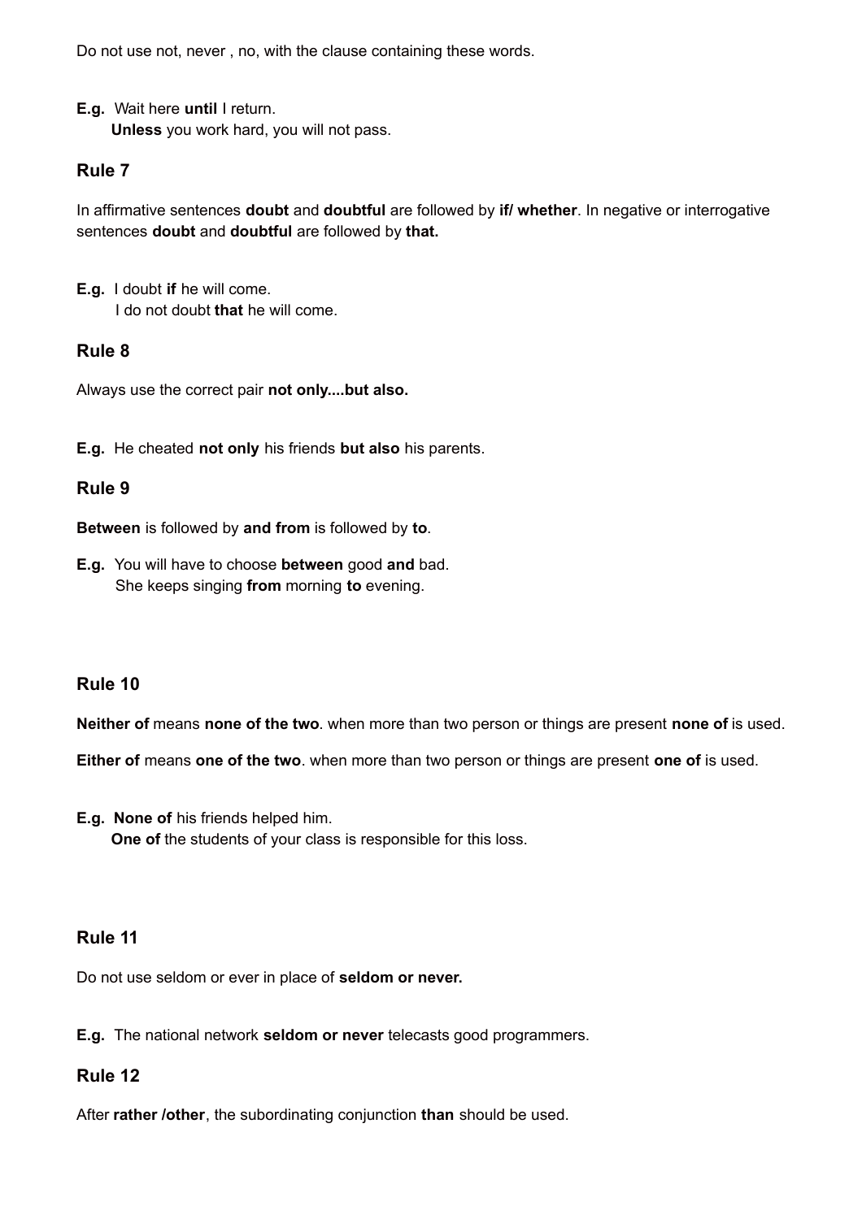Do not use not, never , no, with the clause containing these words.

**E.g.** Wait here **until** I return.
**Unless** you work hard, you will not pass.

### Rule 7

In affirmative sentences **doubt** and **doubtful** are followed by **if/ whether**. In negative or interrogative sentences **doubt** and **doubtful** are followed by **that.**

**E.g.** I doubt **if** he will come.
I do not doubt **that** he will come.

### Rule 8

Always use the correct pair **not only....but also.**

**E.g.** He cheated **not only** his friends **but also** his parents.

### Rule 9

**Between** is followed by **and from** is followed by **to**.

**E.g.** You will have to choose **between** good **and** bad.
She keeps singing **from** morning **to** evening.

### Rule 10

**Neither of** means **none of the two**. when more than two person or things are present **none of** is used.

**Either of** means **one of the two**. when more than two person or things are present **one of** is used.

**E.g.** **None of** his friends helped him.
**One of** the students of your class is responsible for this loss.

### Rule 11

Do not use seldom or ever in place of **seldom or never.**

**E.g.** The national network **seldom or never** telecasts good programmers.

### Rule 12

After **rather /other**, the subordinating conjunction **than** should be used.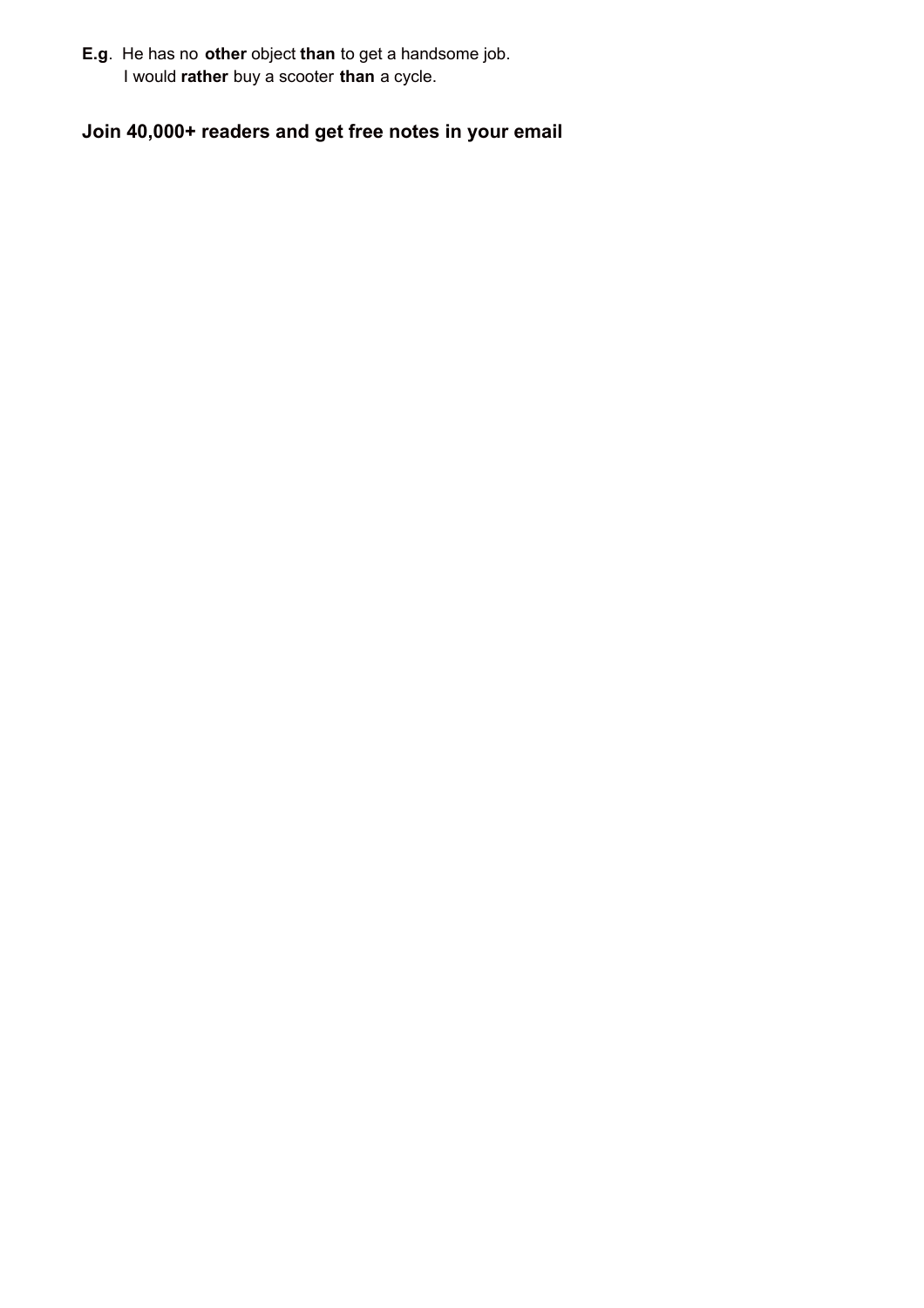**E.g**. He has no **other** object **than** to get a handsome job.
I would **rather** buy a scooter **than** a cycle.

**Join 40,000+ readers and get free notes in your email**